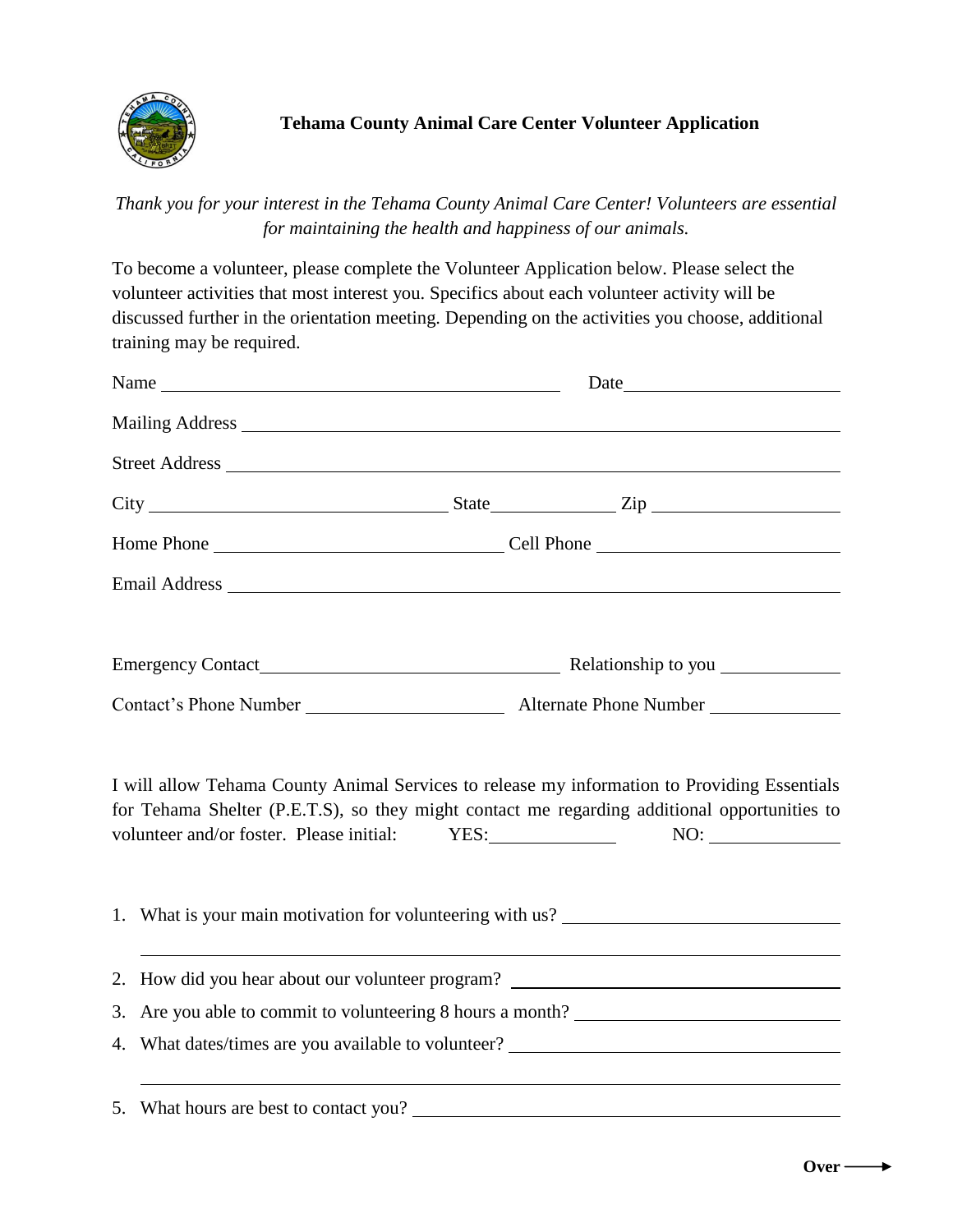# Tehama County Animal Care Center Volunteer Application

*Thank you for your interest in the Tehama County Animal Care Center! Volunteers are essential for maintaining the health and happiness of our animals.*

To become a volunteer, please complete the Volunteer Application below. Please select the volunteer activities that most interest you. Specifics about each volunteer activity will be discussed further in the orientation meeting. Depending on the activities you choose, additional training may be required.

Name ______________________________ Date ______________

Mailing Address ______________________________________________

Street Address ______________________________________________

City ____________________ State __________ Zip ______________

Home Phone ____________________ Cell Phone ____________________

Email Address ______________________________________________

Emergency Contact ____________________ Relationship to you __________

Contact's Phone Number ______________ Alternate Phone Number __________

I will allow Tehama County Animal Services to release my information to Providing Essentials for Tehama Shelter (P.E.T.S), so they might contact me regarding additional opportunities to volunteer and/or foster. Please initial: YES: __________ NO: __________

1. What is your main motivation for volunteering with us? ______________________

   ______________________________________________

2. How did you hear about our volunteer program? ______________________
3. Are you able to commit to volunteering 8 hours a month? ______________________
4. What dates/times are you available to volunteer? ______________________

   ______________________________________________

5. What hours are best to contact you? ______________________

**Over** ⟶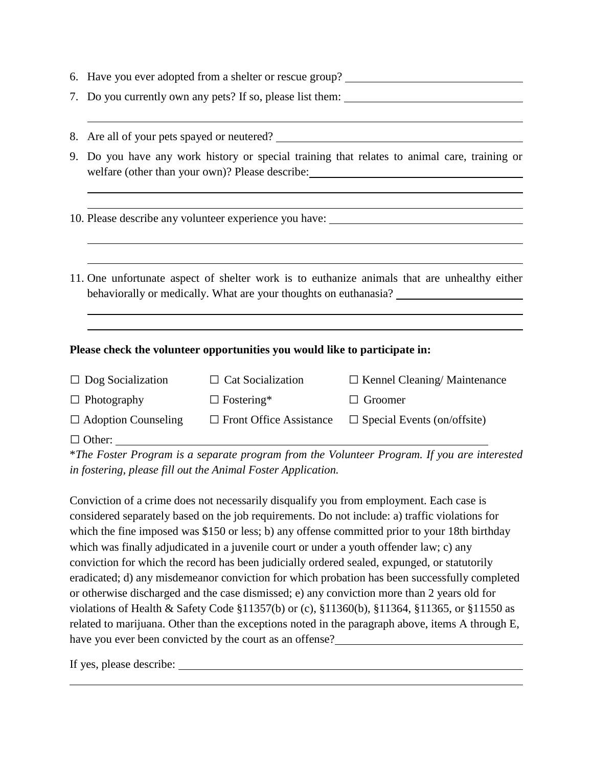6. Have you ever adopted from a shelter or rescue group? \_\_\_\_\_\_\_\_\_\_\_\_\_\_\_\_\_\_\_\_\_\_\_\_\_\_\_\_\_\_
7. Do you currently own any pets? If so, please list them: \_\_\_\_\_\_\_\_\_\_\_\_\_\_\_\_\_\_\_\_\_\_\_\_\_\_\_\_\_\_

   \_\_\_\_\_\_\_\_\_\_\_\_\_\_\_\_\_\_\_\_\_\_\_\_\_\_\_\_\_\_\_\_\_\_\_\_\_\_\_\_\_\_\_\_\_\_\_\_\_\_\_\_\_\_\_\_\_\_\_\_\_\_\_\_\_\_\_\_\_\_\_\_
8. Are all of your pets spayed or neutered? \_\_\_\_\_\_\_\_\_\_\_\_\_\_\_\_\_\_\_\_\_\_\_\_\_\_\_\_\_\_\_\_\_\_\_\_\_\_\_\_\_
9. Do you have any work history or special training that relates to animal care, training or welfare (other than your own)? Please describe: \_\_\_\_\_\_\_\_\_\_\_\_\_\_\_\_\_\_\_\_\_\_\_\_\_\_\_\_\_\_\_\_\_\_\_\_\_

   \_\_\_\_\_\_\_\_\_\_\_\_\_\_\_\_\_\_\_\_\_\_\_\_\_\_\_\_\_\_\_\_\_\_\_\_\_\_\_\_\_\_\_\_\_\_\_\_\_\_\_\_\_\_\_\_\_\_\_\_\_\_\_\_\_\_\_\_\_\_\_\_

   \_\_\_\_\_\_\_\_\_\_\_\_\_\_\_\_\_\_\_\_\_\_\_\_\_\_\_\_\_\_\_\_\_\_\_\_\_\_\_\_\_\_\_\_\_\_\_\_\_\_\_\_\_\_\_\_\_\_\_\_\_\_\_\_\_\_\_\_\_\_\_\_
10. Please describe any volunteer experience you have: \_\_\_\_\_\_\_\_\_\_\_\_\_\_\_\_\_\_\_\_\_\_\_\_\_\_\_\_\_\_\_\_\_\_\_

    \_\_\_\_\_\_\_\_\_\_\_\_\_\_\_\_\_\_\_\_\_\_\_\_\_\_\_\_\_\_\_\_\_\_\_\_\_\_\_\_\_\_\_\_\_\_\_\_\_\_\_\_\_\_\_\_\_\_\_\_\_\_\_\_\_\_\_\_\_\_\_\_

    \_\_\_\_\_\_\_\_\_\_\_\_\_\_\_\_\_\_\_\_\_\_\_\_\_\_\_\_\_\_\_\_\_\_\_\_\_\_\_\_\_\_\_\_\_\_\_\_\_\_\_\_\_\_\_\_\_\_\_\_\_\_\_\_\_\_\_\_\_\_\_\_
11. One unfortunate aspect of shelter work is to euthanize animals that are unhealthy either behaviorally or medically. What are your thoughts on euthanasia? \_\_\_\_\_\_\_\_\_\_\_\_\_\_\_\_\_\_\_\_\_\_\_

    \_\_\_\_\_\_\_\_\_\_\_\_\_\_\_\_\_\_\_\_\_\_\_\_\_\_\_\_\_\_\_\_\_\_\_\_\_\_\_\_\_\_\_\_\_\_\_\_\_\_\_\_\_\_\_\_\_\_\_\_\_\_\_\_\_\_\_\_\_\_\_\_

    \_\_\_\_\_\_\_\_\_\_\_\_\_\_\_\_\_\_\_\_\_\_\_\_\_\_\_\_\_\_\_\_\_\_\_\_\_\_\_\_\_\_\_\_\_\_\_\_\_\_\_\_\_\_\_\_\_\_\_\_\_\_\_\_\_\_\_\_\_\_\_\_

**Please check the volunteer opportunities you would like to participate in:**

| | | |
|---|---|---|
| ☐ Dog Socialization | ☐ Cat Socialization | ☐ Kennel Cleaning/ Maintenance |
| ☐ Photography | ☐ Fostering* | ☐ Groomer |
| ☐ Adoption Counseling | ☐ Front Office Assistance | ☐ Special Events (on/offsite) |

☐ Other: \_\_\_\_\_\_\_\_\_\_\_\_\_\_\_\_\_\_\_\_\_\_\_\_\_\_\_\_\_\_\_\_\_\_\_\_\_\_\_\_\_\_\_\_\_\_\_\_\_\_\_\_\_\_\_\_\_\_\_\_

*\*The Foster Program is a separate program from the Volunteer Program. If you are interested in fostering, please fill out the Animal Foster Application.*

Conviction of a crime does not necessarily disqualify you from employment. Each case is considered separately based on the job requirements. Do not include: a) traffic violations for which the fine imposed was $150 or less; b) any offense committed prior to your 18th birthday which was finally adjudicated in a juvenile court or under a youth offender law; c) any conviction for which the record has been judicially ordered sealed, expunged, or statutorily eradicated; d) any misdemeanor conviction for which probation has been successfully completed or otherwise discharged and the case dismissed; e) any conviction more than 2 years old for violations of Health & Safety Code §11357(b) or (c), §11360(b), §11364, §11365, or §11550 as related to marijuana. Other than the exceptions noted in the paragraph above, items A through E, have you ever been convicted by the court as an offense? \_\_\_\_\_\_\_\_\_\_\_\_\_\_\_\_\_\_\_\_\_\_\_\_\_\_\_\_\_\_\_\_\_

If yes, please describe: \_\_\_\_\_\_\_\_\_\_\_\_\_\_\_\_\_\_\_\_\_\_\_\_\_\_\_\_\_\_\_\_\_\_\_\_\_\_\_\_\_\_\_\_\_\_\_\_\_\_\_\_\_\_\_\_\_\_\_\_\_

\_\_\_\_\_\_\_\_\_\_\_\_\_\_\_\_\_\_\_\_\_\_\_\_\_\_\_\_\_\_\_\_\_\_\_\_\_\_\_\_\_\_\_\_\_\_\_\_\_\_\_\_\_\_\_\_\_\_\_\_\_\_\_\_\_\_\_\_\_\_\_\_\_\_\_\_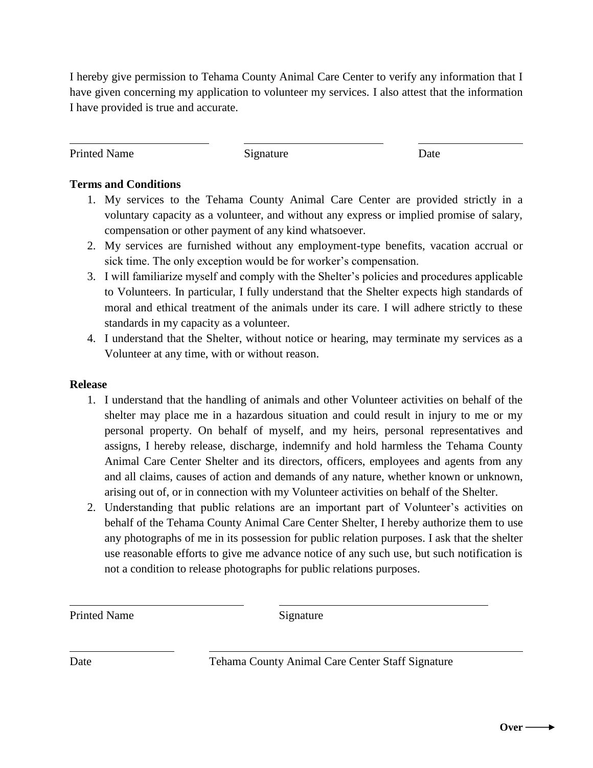I hereby give permission to Tehama County Animal Care Center to verify any information that I have given concerning my application to volunteer my services. I also attest that the information I have provided is true and accurate.

| ____________________ | ____________________ | ____________________ |
|---|---|---|
| Printed Name | Signature | Date |

**Terms and Conditions**

1. My services to the Tehama County Animal Care Center are provided strictly in a voluntary capacity as a volunteer, and without any express or implied promise of salary, compensation or other payment of any kind whatsoever.
2. My services are furnished without any employment-type benefits, vacation accrual or sick time. The only exception would be for worker's compensation.
3. I will familiarize myself and comply with the Shelter's policies and procedures applicable to Volunteers. In particular, I fully understand that the Shelter expects high standards of moral and ethical treatment of the animals under its care. I will adhere strictly to these standards in my capacity as a volunteer.
4. I understand that the Shelter, without notice or hearing, may terminate my services as a Volunteer at any time, with or without reason.

**Release**

1. I understand that the handling of animals and other Volunteer activities on behalf of the shelter may place me in a hazardous situation and could result in injury to me or my personal property. On behalf of myself, and my heirs, personal representatives and assigns, I hereby release, discharge, indemnify and hold harmless the Tehama County Animal Care Center Shelter and its directors, officers, employees and agents from any and all claims, causes of action and demands of any nature, whether known or unknown, arising out of, or in connection with my Volunteer activities on behalf of the Shelter.
2. Understanding that public relations are an important part of Volunteer's activities on behalf of the Tehama County Animal Care Center Shelter, I hereby authorize them to use any photographs of me in its possession for public relation purposes. I ask that the shelter use reasonable efforts to give me advance notice of any such use, but such notification is not a condition to release photographs for public relations purposes.

| ____________________ | ____________________ |
|---|---|
| Printed Name | Signature |

| ____________________ | ____________________ |
|---|---|
| Date | Tehama County Animal Care Center Staff Signature |

**Over** ⟶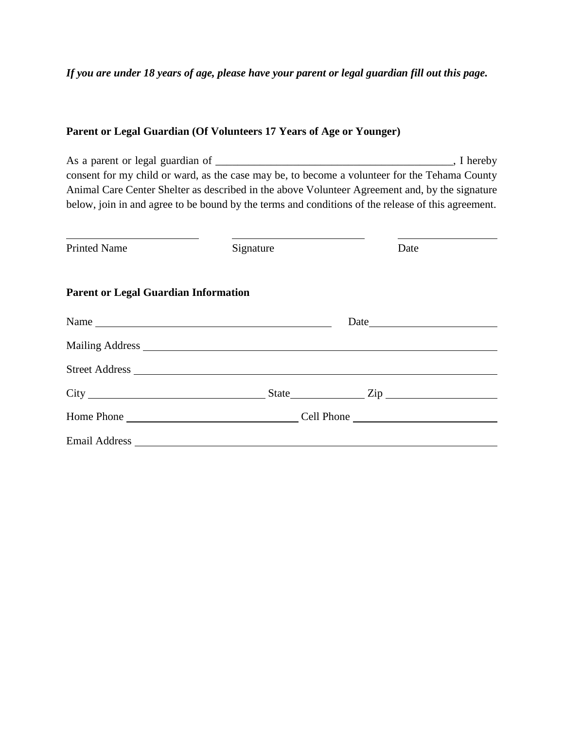***If you are under 18 years of age, please have your parent or legal guardian fill out this page.***

**Parent or Legal Guardian (Of Volunteers 17 Years of Age or Younger)**

As a parent or legal guardian of ____________________________________________, I hereby consent for my child or ward, as the case may be, to become a volunteer for the Tehama County Animal Care Center Shelter as described in the above Volunteer Agreement and, by the signature below, join in and agree to be bound by the terms and conditions of the release of this agreement.

| | | |
|---|---|---|
| ________________________ | ________________________ | __________________ |
| Printed Name | Signature | Date |

**Parent or Legal Guardian Information**

Name ________________________________________ Date ______________________

Mailing Address ____________________________________________________________

Street Address _____________________________________________________________

City ________________________________ State _____________ Zip ___________________

Home Phone ______________________________ Cell Phone __________________________

Email Address ______________________________________________________________